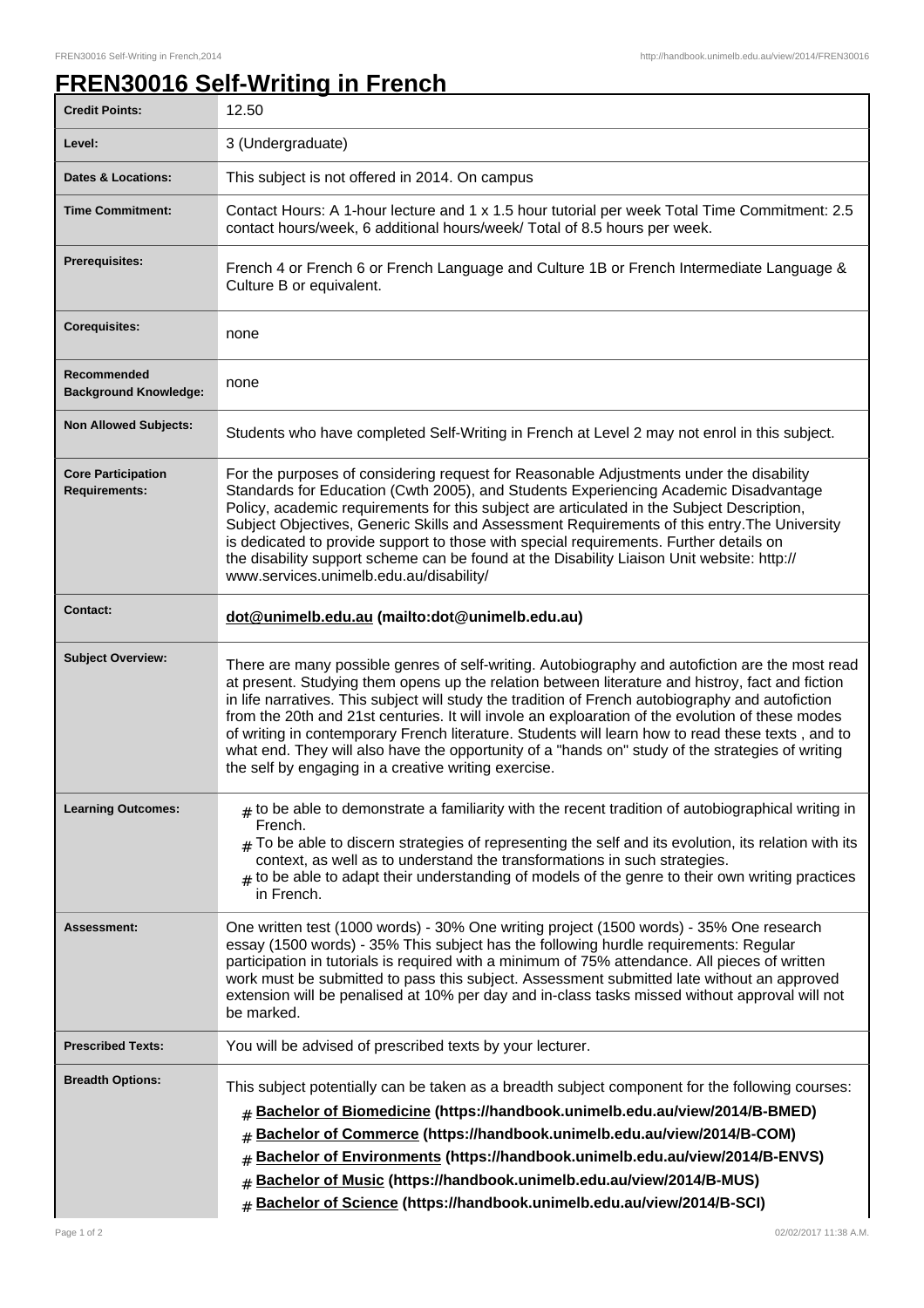# FREN30016 Self-Writing in French

| | |
|---|---|
| **Credit Points:** | 12.50 |
| **Level:** | 3 (Undergraduate) |
| **Dates & Locations:** | This subject is not offered in 2014. On campus |
| **Time Commitment:** | Contact Hours: A 1-hour lecture and 1 x 1.5 hour tutorial per week Total Time Commitment: 2.5 contact hours/week, 6 additional hours/week/ Total of 8.5 hours per week. |
| **Prerequisites:** | French 4 or French 6 or French Language and Culture 1B or French Intermediate Language & Culture B or equivalent. |
| **Corequisites:** | none |
| **Recommended Background Knowledge:** | none |
| **Non Allowed Subjects:** | Students who have completed Self-Writing in French at Level 2 may not enrol in this subject. |
| **Core Participation Requirements:** | For the purposes of considering request for Reasonable Adjustments under the disability Standards for Education (Cwth 2005), and Students Experiencing Academic Disadvantage Policy, academic requirements for this subject are articulated in the Subject Description, Subject Objectives, Generic Skills and Assessment Requirements of this entry.The University is dedicated to provide support to those with special requirements. Further details on the disability support scheme can be found at the Disability Liaison Unit website: http://www.services.unimelb.edu.au/disability/ |
| **Contact:** | **dot@unimelb.edu.au (mailto:dot@unimelb.edu.au)** |
| **Subject Overview:** | There are many possible genres of self-writing. Autobiography and autofiction are the most read at present. Studying them opens up the relation between literature and histroy, fact and fiction in life narratives. This subject will study the tradition of French autobiography and autofiction from the 20th and 21st centuries. It will involve an exploaration of the evolution of these modes of writing in contemporary French literature. Students will learn how to read these texts , and to what end. They will also have the opportunity of a "hands on" study of the strategies of writing the self by engaging in a creative writing exercise. |
| **Learning Outcomes:** | # to be able to demonstrate a familiarity with the recent tradition of autobiographical writing in French.<br># To be able to discern strategies of representing the self and its evolution, its relation with its context, as well as to understand the transformations in such strategies.<br># to be able to adapt their understanding of models of the genre to their own writing practices in French. |
| **Assessment:** | One written test (1000 words) - 30% One writing project (1500 words) - 35% One research essay (1500 words) - 35% This subject has the following hurdle requirements: Regular participation in tutorials is required with a minimum of 75% attendance. All pieces of written work must be submitted to pass this subject. Assessment submitted late without an approved extension will be penalised at 10% per day and in-class tasks missed without approval will not be marked. |
| **Prescribed Texts:** | You will be advised of prescribed texts by your lecturer. |
| **Breadth Options:** | This subject potentially can be taken as a breadth subject component for the following courses:<br># **Bachelor of Biomedicine (https://handbook.unimelb.edu.au/view/2014/B-BMED)**<br># **Bachelor of Commerce (https://handbook.unimelb.edu.au/view/2014/B-COM)**<br># **Bachelor of Environments (https://handbook.unimelb.edu.au/view/2014/B-ENVS)**<br># **Bachelor of Music (https://handbook.unimelb.edu.au/view/2014/B-MUS)**<br># **Bachelor of Science (https://handbook.unimelb.edu.au/view/2014/B-SCI)** |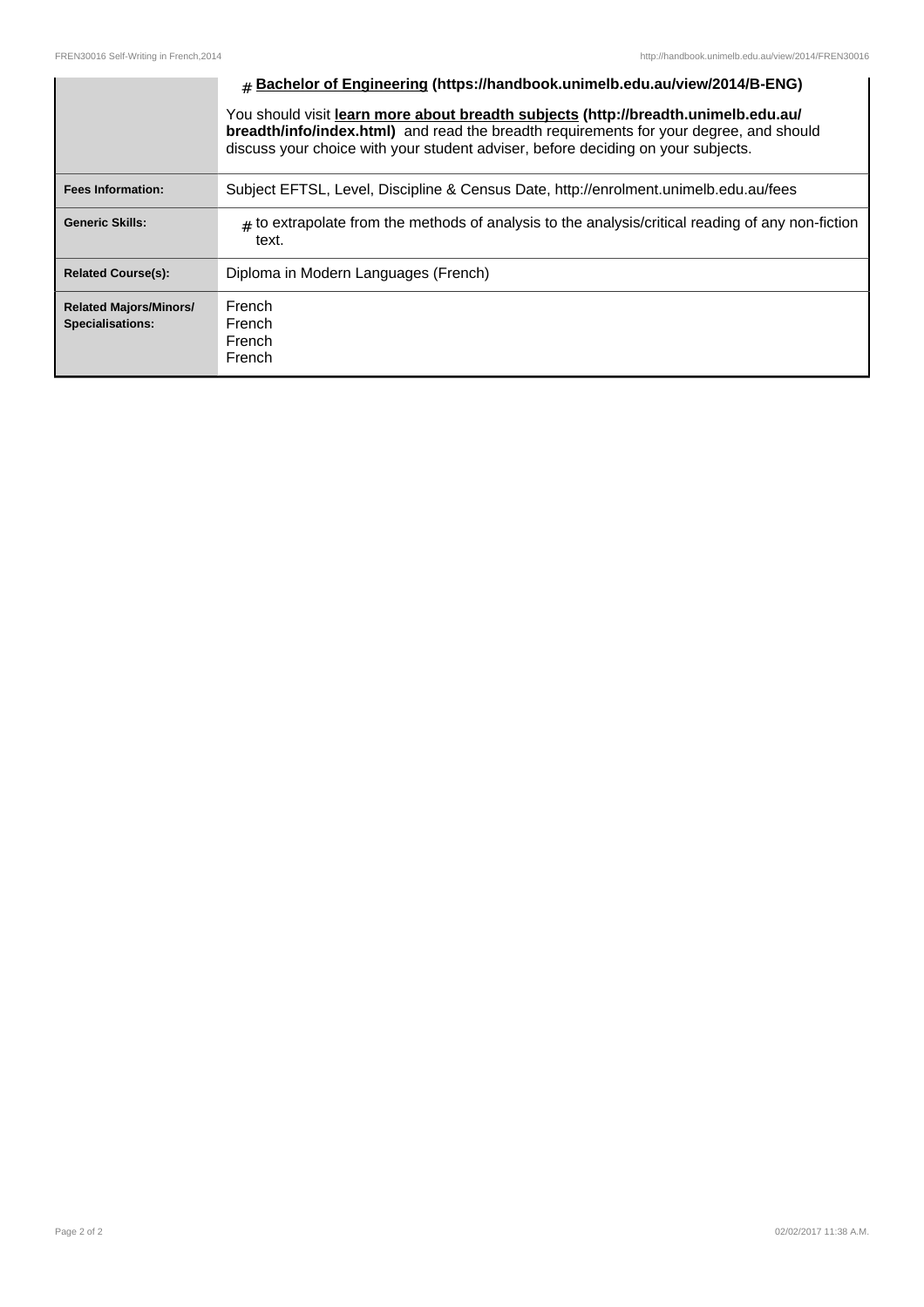| | |
|---|---|
| | # **Bachelor of Engineering (https://handbook.unimelb.edu.au/view/2014/B-ENG)**<br><br>You should visit **learn more about breadth subjects (http://breadth.unimelb.edu.au/breadth/info/index.html)** and read the breadth requirements for your degree, and should discuss your choice with your student adviser, before deciding on your subjects. |
| **Fees Information:** | Subject EFTSL, Level, Discipline & Census Date, http://enrolment.unimelb.edu.au/fees |
| **Generic Skills:** | # to extrapolate from the methods of analysis to the analysis/critical reading of any non-fiction text. |
| **Related Course(s):** | Diploma in Modern Languages (French) |
| **Related Majors/Minors/ Specialisations:** | French<br>French<br>French<br>French |